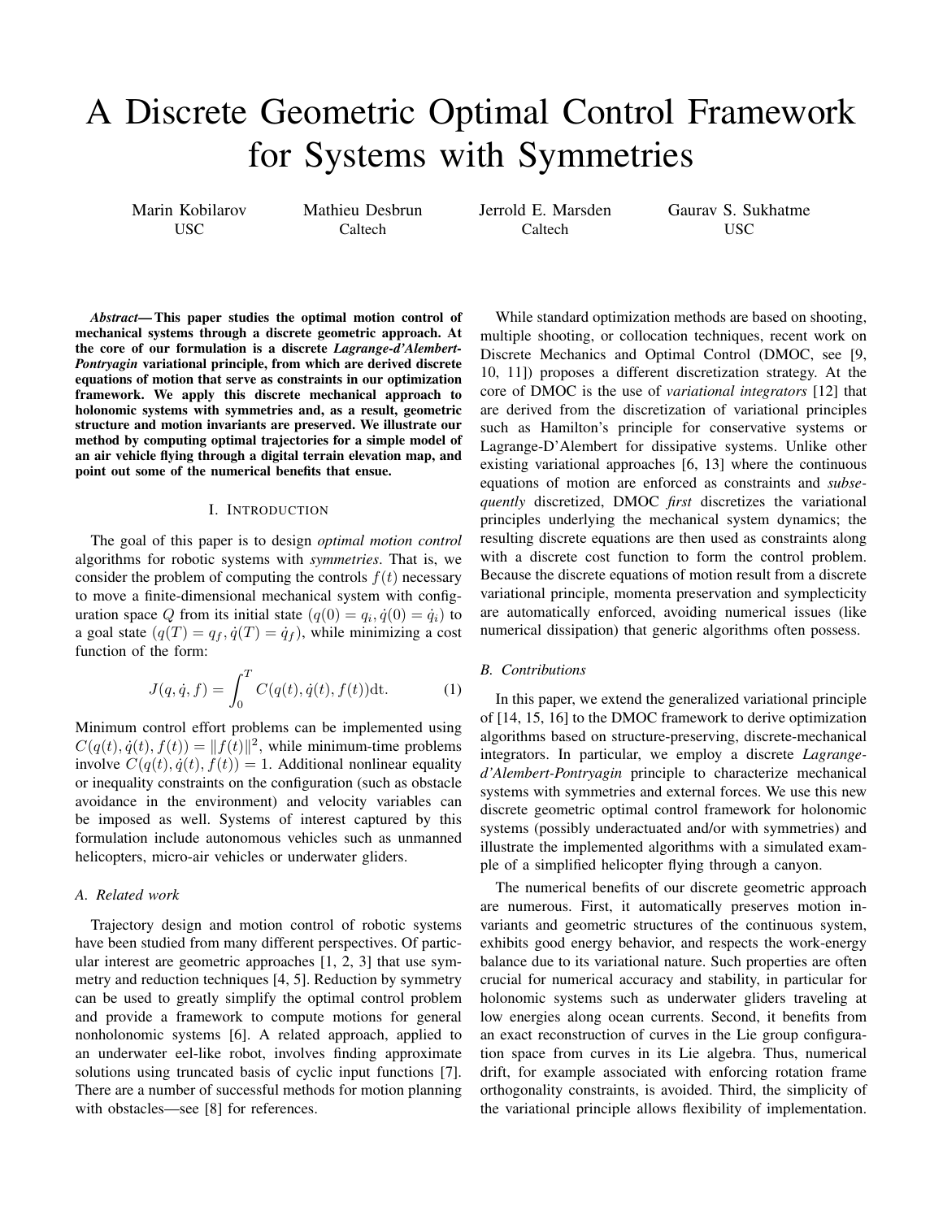# A Discrete Geometric Optimal Control Framework for Systems with Symmetries

Marin Kobilarov
USC

Mathieu Desbrun
Caltech

Jerrold E. Marsden
Caltech

Gaurav S. Sukhatme
USC

***Abstract*— This paper studies the optimal motion control of mechanical systems through a discrete geometric approach. At the core of our formulation is a discrete *Lagrange-d'Alembert-Pontryagin* variational principle, from which are derived discrete equations of motion that serve as constraints in our optimization framework. We apply this discrete mechanical approach to holonomic systems with symmetries and, as a result, geometric structure and motion invariants are preserved. We illustrate our method by computing optimal trajectories for a simple model of an air vehicle flying through a digital terrain elevation map, and point out some of the numerical benefits that ensue.**

## I. Introduction

The goal of this paper is to design *optimal motion control* algorithms for robotic systems with *symmetries*. That is, we consider the problem of computing the controls $f(t)$ necessary to move a finite-dimensional mechanical system with configuration space $Q$ from its initial state $(q(0) = q_i, \dot{q}(0) = \dot{q}_i)$ to a goal state $(q(T) = q_f, \dot{q}(T) = \dot{q}_f)$, while minimizing a cost function of the form:

$$J(q, \dot{q}, f) = \int_0^T C(q(t), \dot{q}(t), f(t))\mathrm{d}t. \tag{1}$$

Minimum control effort problems can be implemented using $C(q(t), \dot{q}(t), f(t)) = \|f(t)\|^2$, while minimum-time problems involve $C(q(t), \dot{q}(t), f(t)) = 1$. Additional nonlinear equality or inequality constraints on the configuration (such as obstacle avoidance in the environment) and velocity variables can be imposed as well. Systems of interest captured by this formulation include autonomous vehicles such as unmanned helicopters, micro-air vehicles or underwater gliders.

### A. Related work

Trajectory design and motion control of robotic systems have been studied from many different perspectives. Of particular interest are geometric approaches [1, 2, 3] that use symmetry and reduction techniques [4, 5]. Reduction by symmetry can be used to greatly simplify the optimal control problem and provide a framework to compute motions for general nonholonomic systems [6]. A related approach, applied to an underwater eel-like robot, involves finding approximate solutions using truncated basis of cyclic input functions [7]. There are a number of successful methods for motion planning with obstacles—see [8] for references.

While standard optimization methods are based on shooting, multiple shooting, or collocation techniques, recent work on Discrete Mechanics and Optimal Control (DMOC, see [9, 10, 11]) proposes a different discretization strategy. At the core of DMOC is the use of *variational integrators* [12] that are derived from the discretization of variational principles such as Hamilton's principle for conservative systems or Lagrange-D'Alembert for dissipative systems. Unlike other existing variational approaches [6, 13] where the continuous equations of motion are enforced as constraints and *subsequently* discretized, DMOC *first* discretizes the variational principles underlying the mechanical system dynamics; the resulting discrete equations are then used as constraints along with a discrete cost function to form the control problem. Because the discrete equations of motion result from a discrete variational principle, momenta preservation and symplecticity are automatically enforced, avoiding numerical issues (like numerical dissipation) that generic algorithms often possess.

### B. Contributions

In this paper, we extend the generalized variational principle of [14, 15, 16] to the DMOC framework to derive optimization algorithms based on structure-preserving, discrete-mechanical integrators. In particular, we employ a discrete *Lagrange-d'Alembert-Pontryagin* principle to characterize mechanical systems with symmetries and external forces. We use this new discrete geometric optimal control framework for holonomic systems (possibly underactuated and/or with symmetries) and illustrate the implemented algorithms with a simulated example of a simplified helicopter flying through a canyon.

The numerical benefits of our discrete geometric approach are numerous. First, it automatically preserves motion invariants and geometric structures of the continuous system, exhibits good energy behavior, and respects the work-energy balance due to its variational nature. Such properties are often crucial for numerical accuracy and stability, in particular for holonomic systems such as underwater gliders traveling at low energies along ocean currents. Second, it benefits from an exact reconstruction of curves in the Lie group configuration space from curves in its Lie algebra. Thus, numerical drift, for example associated with enforcing rotation frame orthogonality constraints, is avoided. Third, the simplicity of the variational principle allows flexibility of implementation.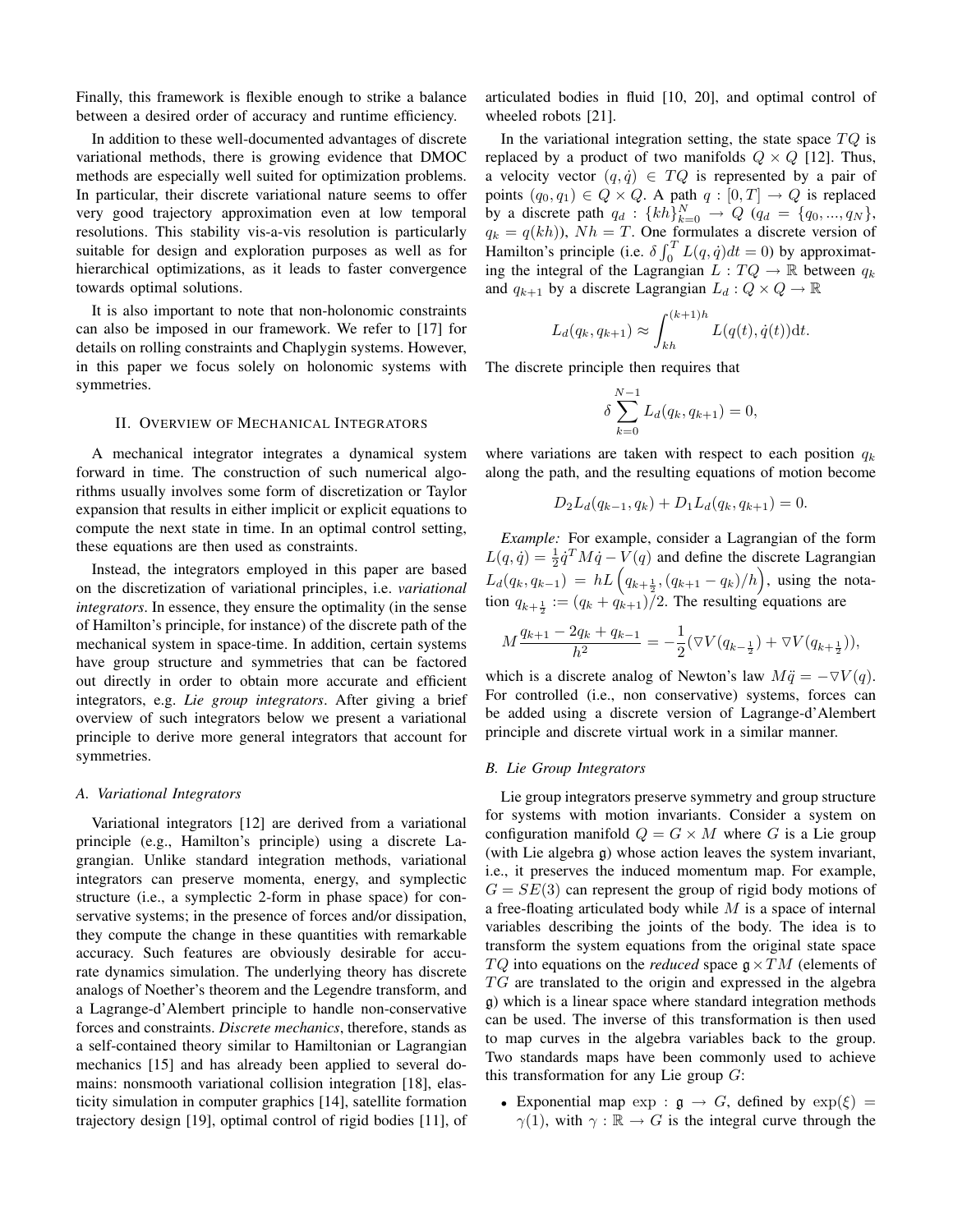Finally, this framework is flexible enough to strike a balance between a desired order of accuracy and runtime efficiency.

In addition to these well-documented advantages of discrete variational methods, there is growing evidence that DMOC methods are especially well suited for optimization problems. In particular, their discrete variational nature seems to offer very good trajectory approximation even at low temporal resolutions. This stability vis-a-vis resolution is particularly suitable for design and exploration purposes as well as for hierarchical optimizations, as it leads to faster convergence towards optimal solutions.

It is also important to note that non-holonomic constraints can also be imposed in our framework. We refer to [17] for details on rolling constraints and Chaplygin systems. However, in this paper we focus solely on holonomic systems with symmetries.

## II. Overview of Mechanical Integrators

A mechanical integrator integrates a dynamical system forward in time. The construction of such numerical algorithms usually involves some form of discretization or Taylor expansion that results in either implicit or explicit equations to compute the next state in time. In an optimal control setting, these equations are then used as constraints.

Instead, the integrators employed in this paper are based on the discretization of variational principles, i.e. *variational integrators*. In essence, they ensure the optimality (in the sense of Hamilton's principle, for instance) of the discrete path of the mechanical system in space-time. In addition, certain systems have group structure and symmetries that can be factored out directly in order to obtain more accurate and efficient integrators, e.g. *Lie group integrators*. After giving a brief overview of such integrators below we present a variational principle to derive more general integrators that account for symmetries.

### A. Variational Integrators

Variational integrators [12] are derived from a variational principle (e.g., Hamilton's principle) using a discrete Lagrangian. Unlike standard integration methods, variational integrators can preserve momenta, energy, and symplectic structure (i.e., a symplectic 2-form in phase space) for conservative systems; in the presence of forces and/or dissipation, they compute the change in these quantities with remarkable accuracy. Such features are obviously desirable for accurate dynamics simulation. The underlying theory has discrete analogs of Noether's theorem and the Legendre transform, and a Lagrange-d'Alembert principle to handle non-conservative forces and constraints. *Discrete mechanics*, therefore, stands as a self-contained theory similar to Hamiltonian or Lagrangian mechanics [15] and has already been applied to several domains: nonsmooth variational collision integration [18], elasticity simulation in computer graphics [14], satellite formation trajectory design [19], optimal control of rigid bodies [11], of articulated bodies in fluid [10, 20], and optimal control of wheeled robots [21].

In the variational integration setting, the state space $TQ$ is replaced by a product of two manifolds $Q \times Q$ [12]. Thus, a velocity vector $(q, \dot{q}) \in TQ$ is represented by a pair of points $(q_0, q_1) \in Q \times Q$. A path $q : [0, T] \to Q$ is replaced by a discrete path $q_d : \{kh\}_{k=0}^{N} \to Q$ ($q_d = \{q_0, ..., q_N\}$, $q_k = q(kh)$), $Nh = T$. One formulates a discrete version of Hamilton's principle (i.e. $\delta \int_0^T L(q, \dot{q}) dt = 0$) by approximating the integral of the Lagrangian $L : TQ \to \mathbb{R}$ between $q_k$ and $q_{k+1}$ by a discrete Lagrangian $L_d : Q \times Q \to \mathbb{R}$

$$L_d(q_k, q_{k+1}) \approx \int_{kh}^{(k+1)h} L(q(t), \dot{q}(t)) \mathrm{d}t.$$

The discrete principle then requires that

$$\delta \sum_{k=0}^{N-1} L_d(q_k, q_{k+1}) = 0,$$

where variations are taken with respect to each position $q_k$ along the path, and the resulting equations of motion become

$$D_2 L_d(q_{k-1}, q_k) + D_1 L_d(q_k, q_{k+1}) = 0.$$

*Example:* For example, consider a Lagrangian of the form $L(q, \dot{q}) = \frac{1}{2} \dot{q}^T M \dot{q} - V(q)$ and define the discrete Lagrangian $L_d(q_k, q_{k-1}) = hL\left(q_{k+\frac{1}{2}}, (q_{k+1} - q_k)/h\right)$, using the notation $q_{k+\frac{1}{2}} := (q_k + q_{k+1})/2$. The resulting equations are

$$M \frac{q_{k+1} - 2q_k + q_{k-1}}{h^2} = -\frac{1}{2}(\nabla V(q_{k-\frac{1}{2}}) + \nabla V(q_{k+\frac{1}{2}})),$$

which is a discrete analog of Newton's law $M\ddot{q} = -\nabla V(q)$. For controlled (i.e., non conservative) systems, forces can be added using a discrete version of Lagrange-d'Alembert principle and discrete virtual work in a similar manner.

### B. Lie Group Integrators

Lie group integrators preserve symmetry and group structure for systems with motion invariants. Consider a system on configuration manifold $Q = G \times M$ where $G$ is a Lie group (with Lie algebra $\mathfrak{g}$) whose action leaves the system invariant, i.e., it preserves the induced momentum map. For example, $G = SE(3)$ can represent the group of rigid body motions of a free-floating articulated body while $M$ is a space of internal variables describing the joints of the body. The idea is to transform the system equations from the original state space $TQ$ into equations on the *reduced* space $\mathfrak{g} \times TM$ (elements of $TG$ are translated to the origin and expressed in the algebra $\mathfrak{g}$) which is a linear space where standard integration methods can be used. The inverse of this transformation is then used to map curves in the algebra variables back to the group. Two standards maps have been commonly used to achieve this transformation for any Lie group $G$:

- Exponential map $\exp : \mathfrak{g} \to G$, defined by $\exp(\xi) = \gamma(1)$, with $\gamma : \mathbb{R} \to G$ is the integral curve through the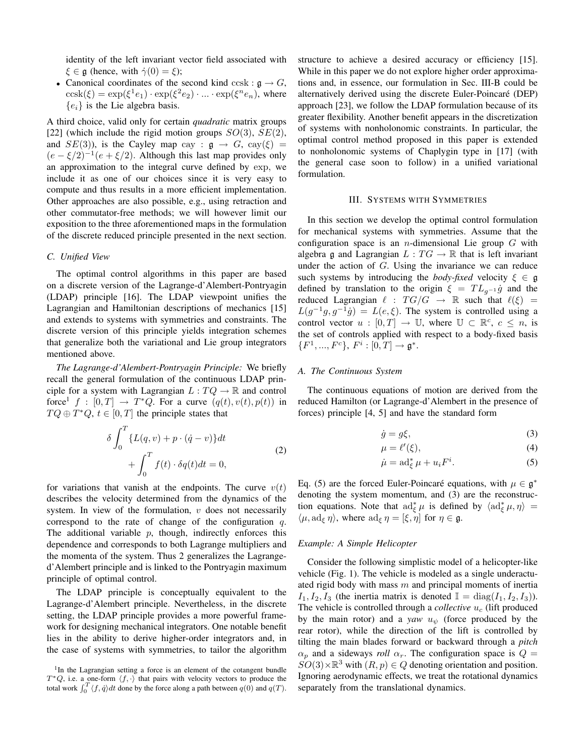identity of the left invariant vector field associated with $\xi \in \mathfrak{g}$ (hence, with $\dot{\gamma}(0) = \xi$);

- Canonical coordinates of the second kind $\text{ccsk} : \mathfrak{g} \to G$, $\text{ccsk}(\xi) = \exp(\xi^1 e_1) \cdot \exp(\xi^2 e_2) \cdot ... \cdot \exp(\xi^n e_n)$, where $\{e_i\}$ is the Lie algebra basis.

A third choice, valid only for certain *quadratic* matrix groups [22] (which include the rigid motion groups $SO(3)$, $SE(2)$, and $SE(3)$), is the Cayley map $\text{cay} : \mathfrak{g} \to G$, $\text{cay}(\xi) = (e - \xi/2)^{-1}(e + \xi/2)$. Although this last map provides only an approximation to the integral curve defined by $\exp$, we include it as one of our choices since it is very easy to compute and thus results in a more efficient implementation. Other approaches are also possible, e.g., using retraction and other commutator-free methods; we will however limit our exposition to the three aforementioned maps in the formulation of the discrete reduced principle presented in the next section.

### C. Unified View

The optimal control algorithms in this paper are based on a discrete version of the Lagrange-d'Alembert-Pontryagin (LDAP) principle [16]. The LDAP viewpoint unifies the Lagrangian and Hamiltonian descriptions of mechanics [15] and extends to systems with symmetries and constraints. The discrete version of this principle yields integration schemes that generalize both the variational and Lie group integrators mentioned above.

*The Lagrange-d'Alembert-Pontryagin Principle:* We briefly recall the general formulation of the continuous LDAP principle for a system with Lagrangian $L : TQ \to \mathbb{R}$ and control force[1] $f : [0, T] \to T^*Q$. For a curve $(q(t), v(t), p(t))$ in $TQ \oplus T^*Q$, $t \in [0, T]$ the principle states that

$$\delta \int_0^T \{L(q, v) + p \cdot (\dot{q} - v)\}dt + \int_0^T f(t) \cdot \delta q(t) dt = 0, \tag{2}$$

for variations that vanish at the endpoints. The curve $v(t)$ describes the velocity determined from the dynamics of the system. In view of the formulation, $v$ does not necessarily correspond to the rate of change of the configuration $q$. The additional variable $p$, though, indirectly enforces this dependence and corresponds to both Lagrange multipliers and the momenta of the system. Thus 2 generalizes the Lagrange-d'Alembert principle and is linked to the Pontryagin maximum principle of optimal control.

The LDAP principle is conceptually equivalent to the Lagrange-d'Alembert principle. Nevertheless, in the discrete setting, the LDAP principle provides a more powerful framework for designing mechanical integrators. One notable benefit lies in the ability to derive higher-order integrators and, in the case of systems with symmetries, to tailor the algorithm structure to achieve a desired accuracy or efficiency [15]. While in this paper we do not explore higher order approximations and, in essence, our formulation in Sec. III-B could be alternatively derived using the discrete Euler-Poincaré (DEP) approach [23], we follow the LDAP formulation because of its greater flexibility. Another benefit appears in the discretization of systems with nonholonomic constraints. In particular, the optimal control method proposed in this paper is extended to nonholonomic systems of Chaplygin type in [17] (with the general case soon to follow) in a unified variational formulation.

[1] In the Lagrangian setting a force is an element of the cotangent bundle $T^*Q$, i.e. a one-form $\langle f, \cdot \rangle$ that pairs with velocity vectors to produce the total work $\int_0^T \langle f, \dot{q} \rangle dt$ done by the force along a path between $q(0)$ and $q(T)$.

## III. Systems with Symmetries

In this section we develop the optimal control formulation for mechanical systems with symmetries. Assume that the configuration space is an $n$-dimensional Lie group $G$ with algebra $\mathfrak{g}$ and Lagrangian $L : TG \to \mathbb{R}$ that is left invariant under the action of $G$. Using the invariance we can reduce such systems by introducing the *body-fixed* velocity $\xi \in \mathfrak{g}$ defined by translation to the origin $\xi = TL_{g^{-1}}\dot{g}$ and the reduced Lagrangian $\ell : TG/G \to \mathbb{R}$ such that $\ell(\xi) = L(g^{-1}g, g^{-1}\dot{g}) = L(e, \xi)$. The system is controlled using a control vector $u : [0, T] \to \mathbb{U}$, where $\mathbb{U} \subset \mathbb{R}^c$, $c \leq n$, is the set of controls applied with respect to a body-fixed basis $\{F^1, ..., F^c\}$, $F^i : [0, T] \to \mathfrak{g}^*$.

### A. The Continuous System

The continuous equations of motion are derived from the reduced Hamilton (or Lagrange-d'Alembert in the presence of forces) principle [4, 5] and have the standard form

$$\dot{g} = g\xi, \tag{3}$$

$$\mu = \ell'(\xi), \tag{4}$$

$$\dot{\mu} = \text{ad}_\xi^* \mu + u_i F^i. \tag{5}$$

Eq. (5) are the forced Euler-Poincaré equations, with $\mu \in \mathfrak{g}^*$ denoting the system momentum, and (3) are the reconstruction equations. Note that $\text{ad}_\xi^* \mu$ is defined by $\langle \text{ad}_\xi^* \mu, \eta \rangle = \langle \mu, \text{ad}_\xi \eta \rangle$, where $\text{ad}_\xi \eta = [\xi, \eta]$ for $\eta \in \mathfrak{g}$.

*Example: A Simple Helicopter*

Consider the following simplistic model of a helicopter-like vehicle (Fig. 1). The vehicle is modeled as a single underactuated rigid body with mass $m$ and principal moments of inertia $I_1, I_2, I_3$ (the inertia matrix is denoted $\mathbb{I} = \text{diag}(I_1, I_2, I_3)$). The vehicle is controlled through a *collective* $u_c$ (lift produced by the main rotor) and a *yaw* $u_\psi$ (force produced by the rear rotor), while the direction of the lift is controlled by tilting the main blades forward or backward through a *pitch* $\alpha_p$ and a sideways *roll* $\alpha_r$. The configuration space is $Q = SO(3) \times \mathbb{R}^3$ with $(R, p) \in Q$ denoting orientation and position. Ignoring aerodynamic effects, we treat the rotational dynamics separately from the translational dynamics.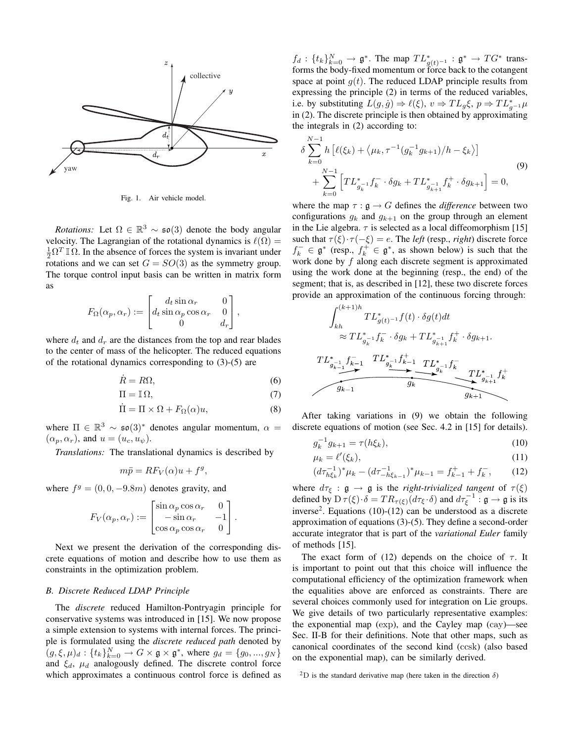Fig. 1. Air vehicle model.

*Rotations:* Let $\Omega \in \mathbb{R}^3 \sim \mathfrak{so}(3)$ denote the body angular velocity. The Lagrangian of the rotational dynamics is $\ell(\Omega) = \frac{1}{2}\Omega^T \mathbb{I}\,\Omega$. In the absence of forces the system is invariant under rotations and we can set $G = SO(3)$ as the symmetry group. The torque control input basis can be written in matrix form as

$$F_\Omega(\alpha_p, \alpha_r) := \begin{bmatrix} d_t \sin\alpha_r & 0 \\ d_t \sin\alpha_p \cos\alpha_r & 0 \\ 0 & d_r \end{bmatrix},$$

where $d_t$ and $d_r$ are the distances from the top and rear blades to the center of mass of the helicopter. The reduced equations of the rotational dynamics corresponding to (3)-(5) are

$$\dot{R} = R\Omega, \tag{6}$$

$$\Pi = \mathbb{I}\,\Omega, \tag{7}$$

$$\dot{\Pi} = \Pi \times \Omega + F_\Omega(\alpha)u, \tag{8}$$

where $\Pi \in \mathbb{R}^3 \sim \mathfrak{so}(3)^*$ denotes angular momentum, $\alpha = (\alpha_p, \alpha_r)$, and $u = (u_c, u_\psi)$.

*Translations:* The translational dynamics is described by

$$m\ddot{p} = RF_V(\alpha)u + f^g,$$

where $f^g = (0, 0, -9.8m)$ denotes gravity, and

$$F_V(\alpha_p, \alpha_r) := \begin{bmatrix} \sin\alpha_p \cos\alpha_r & 0 \\ -\sin\alpha_r & -1 \\ \cos\alpha_p \cos\alpha_r & 0 \end{bmatrix}.$$

Next we present the derivation of the corresponding discrete equations of motion and describe how to use them as constraints in the optimization problem.

### B. Discrete Reduced LDAP Principle

The *discrete* reduced Hamilton-Pontryagin principle for conservative systems was introduced in [15]. We now propose a simple extension to systems with internal forces. The principle is formulated using the *discrete reduced path* denoted by $(g, \xi, \mu)_d : \{t_k\}_{k=0}^N \to G \times \mathfrak{g} \times \mathfrak{g}^*$, where $g_d = \{g_0, ..., g_N\}$ and $\xi_d$, $\mu_d$ analogously defined. The discrete control force which approximates a continuous control force is defined as $f_d : \{t_k\}_{k=0}^N \to \mathfrak{g}^*$. The map $TL^*_{g(t)^{-1}} : \mathfrak{g}^* \to TG^*$ transforms the body-fixed momentum or force back to the cotangent space at point $g(t)$. The reduced LDAP principle results from expressing the principle (2) in terms of the reduced variables, i.e. by substituting $L(g, \dot{g}) \Rightarrow \ell(\xi)$, $v \Rightarrow TL_g\xi$, $p \Rightarrow TL^*_{g^{-1}}\mu$ in (2). The discrete principle is then obtained by approximating the integrals in (2) according to:

$$\begin{aligned} \delta \sum_{k=0}^{N-1} h \left[\ell(\xi_k) + \left\langle \mu_k, \tau^{-1}(g_k^{-1}g_{k+1})/h - \xi_k \right\rangle\right] \\ + \sum_{k=0}^{N-1} \left[TL^*_{g_k^{-1}} f_k^- \cdot \delta g_k + TL^*_{g_{k+1}^{-1}} f_k^+ \cdot \delta g_{k+1}\right] = 0, \end{aligned} \tag{9}$$

where the map $\tau : \mathfrak{g} \to G$ defines the *difference* between two configurations $g_k$ and $g_{k+1}$ on the group through an element in the Lie algebra. $\tau$ is selected as a local diffeomorphism [15] such that $\tau(\xi) \cdot \tau(-\xi) = e$. The *left* (resp., *right*) discrete force $f_k^- \in \mathfrak{g}^*$ (resp., $f_k^+ \in \mathfrak{g}^*$, as shown below) is such that the work done by $f$ along each discrete segment is approximated using the work done at the beginning (resp., the end) of the segment; that is, as described in [12], these two discrete forces provide an approximation of the continuous forcing through:

$$\begin{aligned} &\int_{kh}^{(k+1)h} TL^*_{g(t)^{-1}} f(t) \cdot \delta g(t) dt \\ &\quad\approx TL^*_{g_k^{-1}} f_k^- \cdot \delta g_k + TL^*_{g_{k+1}^{-1}} f_k^+ \cdot \delta g_{k+1}. \end{aligned}$$

After taking variations in (9) we obtain the following discrete equations of motion (see Sec. 4.2 in [15] for details).

$$g_k^{-1} g_{k+1} = \tau(h\xi_k), \tag{10}$$

$$\mu_k = \ell'(\xi_k), \tag{11}$$

$$(d\tau^{-1}_{h\xi_k})^* \mu_k - (d\tau^{-1}_{-h\xi_{k-1}})^* \mu_{k-1} = f_{k-1}^+ + f_k^-, \tag{12}$$

where $d\tau_\xi : \mathfrak{g} \to \mathfrak{g}$ is the *right-trivialized tangent* of $\tau(\xi)$ defined by $\mathrm{D}\,\tau(\xi) \cdot \delta = TR_{\tau(\xi)}(d\tau_\xi \cdot \delta)$ and $d\tau_\xi^{-1} : \mathfrak{g} \to \mathfrak{g}$ is its inverse[2]. Equations (10)-(12) can be understood as a discrete approximation of equations (3)-(5). They define a second-order accurate integrator that is part of the *variational Euler* family of methods [15].

The exact form of (12) depends on the choice of $\tau$. It is important to point out that this choice will influence the computational efficiency of the optimization framework when the equalities above are enforced as constraints. There are several choices commonly used for integration on Lie groups. We give details of two particularly representative examples: the exponential map (exp), and the Cayley map (cay)—see Sec. II-B for their definitions. Note that other maps, such as canonical coordinates of the second kind (ccsk) (also based on the exponential map), can be similarly derived.

[2] D is the standard derivative map (here taken in the direction $\delta$)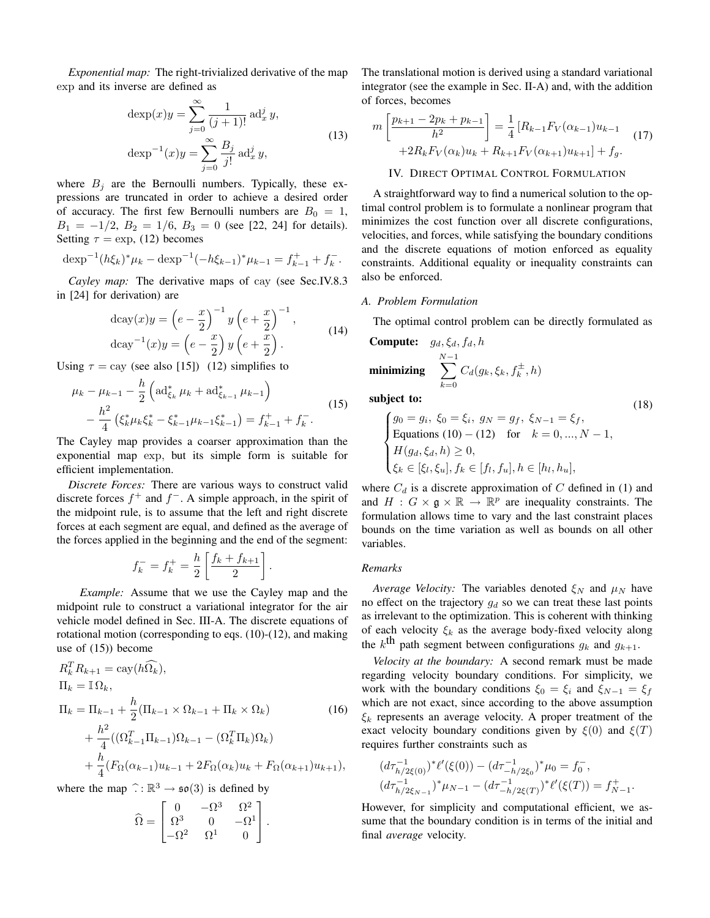*Exponential map:* The right-trivialized derivative of the map exp and its inverse are defined as

$$
\begin{aligned}
\operatorname{dexp}(x)y &= \sum_{j=0}^{\infty} \frac{1}{(j+1)!} \operatorname{ad}_x^j y, \\
\operatorname{dexp}^{-1}(x)y &= \sum_{j=0}^{\infty} \frac{B_j}{j!} \operatorname{ad}_x^j y,
\end{aligned}
\tag{13}
$$

where $B_j$ are the Bernoulli numbers. Typically, these expressions are truncated in order to achieve a desired order of accuracy. The first few Bernoulli numbers are $B_0 = 1$, $B_1 = -1/2$, $B_2 = 1/6$, $B_3 = 0$ (see [22, 24] for details). Setting $\tau = \exp$, (12) becomes

$$
\operatorname{dexp}^{-1}(h\xi_k)^* \mu_k - \operatorname{dexp}^{-1}(-h\xi_{k-1})^* \mu_{k-1} = f_{k-1}^+ + f_k^-.
$$

*Cayley map:* The derivative maps of cay (see Sec.IV.8.3 in [24] for derivation) are

$$
\begin{aligned}
\operatorname{dcay}(x)y &= \left(e - \frac{x}{2}\right)^{-1} y \left(e + \frac{x}{2}\right)^{-1}, \\
\operatorname{dcay}^{-1}(x)y &= \left(e - \frac{x}{2}\right) y \left(e + \frac{x}{2}\right).
\end{aligned}
\tag{14}
$$

Using $\tau = \operatorname{cay}$ (see also [15]) (12) simplifies to

$$
\begin{aligned}
&\mu_k - \mu_{k-1} - \frac{h}{2}\left(\operatorname{ad}_{\xi_k}^* \mu_k + \operatorname{ad}_{\xi_{k-1}}^* \mu_{k-1}\right) \\
&- \frac{h^2}{4}\left(\xi_k^* \mu_k \xi_k^* - \xi_{k-1}^* \mu_{k-1} \xi_{k-1}^*\right) = f_{k-1}^+ + f_k^-.
\end{aligned}
\tag{15}
$$

The Cayley map provides a coarser approximation than the exponential map exp, but its simple form is suitable for efficient implementation.

*Discrete Forces:* There are various ways to construct valid discrete forces $f^+$ and $f^-$. A simple approach, in the spirit of the midpoint rule, is to assume that the left and right discrete forces at each segment are equal, and defined as the average of the forces applied in the beginning and the end of the segment:

$$
f_k^- = f_k^+ = \frac{h}{2}\left[\frac{f_k + f_{k+1}}{2}\right].
$$

*Example:* Assume that we use the Cayley map and the midpoint rule to construct a variational integrator for the air vehicle model defined in Sec. III-A. The discrete equations of rotational motion (corresponding to eqs. (10)-(12), and making use of (15)) become

$$
\begin{aligned}
&R_k^T R_{k+1} = \operatorname{cay}(h\widehat{\Omega_k}), \\
&\Pi_k = \mathbb{I}\,\Omega_k, \\
&\Pi_k = \Pi_{k-1} + \frac{h}{2}(\Pi_{k-1} \times \Omega_{k-1} + \Pi_k \times \Omega_k) \\
&\quad + \frac{h^2}{4}((\Omega_{k-1}^T \Pi_{k-1})\Omega_{k-1} - (\Omega_k^T \Pi_k)\Omega_k) \\
&\quad + \frac{h}{4}(F_\Omega(\alpha_{k-1})u_{k-1} + 2F_\Omega(\alpha_k)u_k + F_\Omega(\alpha_{k+1})u_{k+1}),
\end{aligned}
\tag{16}
$$

where the map $\widehat{\cdot} : \mathbb{R}^3 \to \mathfrak{so}(3)$ is defined by

$$
\widehat{\Omega} = \begin{bmatrix} 0 & -\Omega^3 & \Omega^2 \\ \Omega^3 & 0 & -\Omega^1 \\ -\Omega^2 & \Omega^1 & 0 \end{bmatrix}.
$$

The translational motion is derived using a standard variational integrator (see the example in Sec. II-A) and, with the addition of forces, becomes

$$
\begin{aligned}
m\left[\frac{p_{k+1} - 2p_k + p_{k-1}}{h^2}\right] &= \frac{1}{4}\left[R_{k-1}F_V(\alpha_{k-1})u_{k-1}\right. \\
&\left. + 2R_k F_V(\alpha_k)u_k + R_{k+1}F_V(\alpha_{k+1})u_{k+1}\right] + f_g.
\end{aligned}
\tag{17}
$$

## IV. Direct Optimal Control Formulation

A straightforward way to find a numerical solution to the optimal control problem is to formulate a nonlinear program that minimizes the cost function over all discrete configurations, velocities, and forces, while satisfying the boundary conditions and the discrete equations of motion enforced as equality constraints. Additional equality or inequality constraints can also be enforced.

### A. Problem Formulation

The optimal control problem can be directly formulated as

$$
\begin{aligned}
&\textbf{Compute:} \quad g_d, \xi_d, f_d, h \\
&\textbf{minimizing} \quad \sum_{k=0}^{N-1} C_d(g_k, \xi_k, f_k^{\pm}, h) \\
&\textbf{subject to:} \\
&\begin{cases}
g_0 = g_i,\ \xi_0 = \xi_i,\ g_N = g_f,\ \xi_{N-1} = \xi_f, \\
\text{Equations (10)} - \text{(12)} \quad \text{for} \quad k = 0, ..., N-1, \\
H(g_d, \xi_d, h) \geq 0, \\
\xi_k \in [\xi_l, \xi_u],\ f_k \in [f_l, f_u],\ h \in [h_l, h_u],
\end{cases}
\end{aligned}
\tag{18}
$$

where $C_d$ is a discrete approximation of $C$ defined in (1) and and $H : G \times \mathfrak{g} \times \mathbb{R} \to \mathbb{R}^p$ are inequality constraints. The formulation allows time to vary and the last constraint places bounds on the time variation as well as bounds on all other variables.

#### Remarks

*Average Velocity:* The variables denoted $\xi_N$ and $\mu_N$ have no effect on the trajectory $g_d$ so we can treat these last points as irrelevant to the optimization. This is coherent with thinking of each velocity $\xi_k$ as the average body-fixed velocity along the $k^{\text{th}}$ path segment between configurations $g_k$ and $g_{k+1}$.

*Velocity at the boundary:* A second remark must be made regarding velocity boundary conditions. For simplicity, we work with the boundary conditions $\xi_0 = \xi_i$ and $\xi_{N-1} = \xi_f$ which are not exact, since according to the above assumption $\xi_k$ represents an average velocity. A proper treatment of the exact velocity boundary conditions given by $\xi(0)$ and $\xi(T)$ requires further constraints such as

$$
\begin{aligned}
&(d\tau_{h/2\xi(0)}^{-1})^* \ell'(\xi(0)) - (d\tau_{-h/2\xi_0}^{-1})^* \mu_0 = f_0^-, \\
&(d\tau_{h/2\xi_{N-1}}^{-1})^* \mu_{N-1} - (d\tau_{-h/2\xi(T)}^{-1})^* \ell'(\xi(T)) = f_{N-1}^+.
\end{aligned}
$$

However, for simplicity and computational efficient, we assume that the boundary condition is in terms of the initial and final *average* velocity.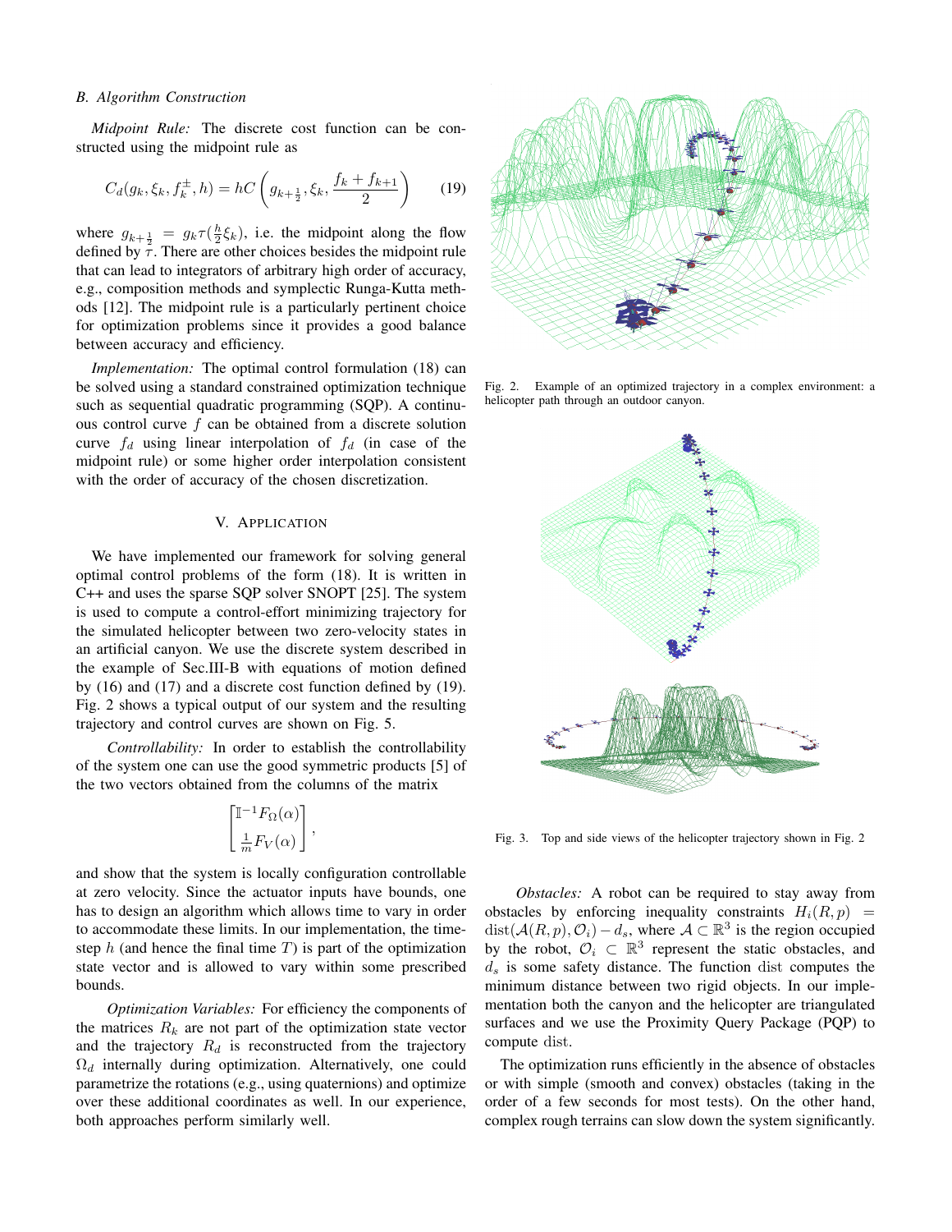### B. Algorithm Construction

*Midpoint Rule:* The discrete cost function can be constructed using the midpoint rule as

$$C_d(g_k, \xi_k, f_k^{\pm}, h) = hC\left(g_{k+\frac{1}{2}}, \xi_k, \frac{f_k + f_{k+1}}{2}\right) \tag{19}$$

where $g_{k+\frac{1}{2}} = g_k \tau(\frac{h}{2}\xi_k)$, i.e. the midpoint along the flow defined by $\tau$. There are other choices besides the midpoint rule that can lead to integrators of arbitrary high order of accuracy, e.g., composition methods and symplectic Runga-Kutta methods [12]. The midpoint rule is a particularly pertinent choice for optimization problems since it provides a good balance between accuracy and efficiency.

*Implementation:* The optimal control formulation (18) can be solved using a standard constrained optimization technique such as sequential quadratic programming (SQP). A continuous control curve $f$ can be obtained from a discrete solution curve $f_d$ using linear interpolation of $f_d$ (in case of the midpoint rule) or some higher order interpolation consistent with the order of accuracy of the chosen discretization.

## V. Application

We have implemented our framework for solving general optimal control problems of the form (18). It is written in C++ and uses the sparse SQP solver SNOPT [25]. The system is used to compute a control-effort minimizing trajectory for the simulated helicopter between two zero-velocity states in an artificial canyon. We use the discrete system described in the example of Sec.III-B with equations of motion defined by (16) and (17) and a discrete cost function defined by (19). Fig. 2 shows a typical output of our system and the resulting trajectory and control curves are shown on Fig. 5.

*Controllability:* In order to establish the controllability of the system one can use the good symmetric products [5] of the two vectors obtained from the columns of the matrix

$$\begin{bmatrix} \mathbb{I}^{-1} F_\Omega(\alpha) \\ \frac{1}{m} F_V(\alpha) \end{bmatrix},$$

and show that the system is locally configuration controllable at zero velocity. Since the actuator inputs have bounds, one has to design an algorithm which allows time to vary in order to accommodate these limits. In our implementation, the time-step $h$ (and hence the final time $T$) is part of the optimization state vector and is allowed to vary within some prescribed bounds.

*Optimization Variables:* For efficiency the components of the matrices $R_k$ are not part of the optimization state vector and the trajectory $R_d$ is reconstructed from the trajectory $\Omega_d$ internally during optimization. Alternatively, one could parametrize the rotations (e.g., using quaternions) and optimize over these additional coordinates as well. In our experience, both approaches perform similarly well.

Fig. 2. Example of an optimized trajectory in a complex environment: a helicopter path through an outdoor canyon.

Fig. 3. Top and side views of the helicopter trajectory shown in Fig. 2

*Obstacles:* A robot can be required to stay away from obstacles by enforcing inequality constraints $H_i(R,p) = \text{dist}(\mathcal{A}(R,p), \mathcal{O}_i) - d_s$, where $\mathcal{A} \subset \mathbb{R}^3$ is the region occupied by the robot, $\mathcal{O}_i \subset \mathbb{R}^3$ represent the static obstacles, and $d_s$ is some safety distance. The function dist computes the minimum distance between two rigid objects. In our implementation both the canyon and the helicopter are triangulated surfaces and we use the Proximity Query Package (PQP) to compute dist.

The optimization runs efficiently in the absence of obstacles or with simple (smooth and convex) obstacles (taking in the order of a few seconds for most tests). On the other hand, complex rough terrains can slow down the system significantly.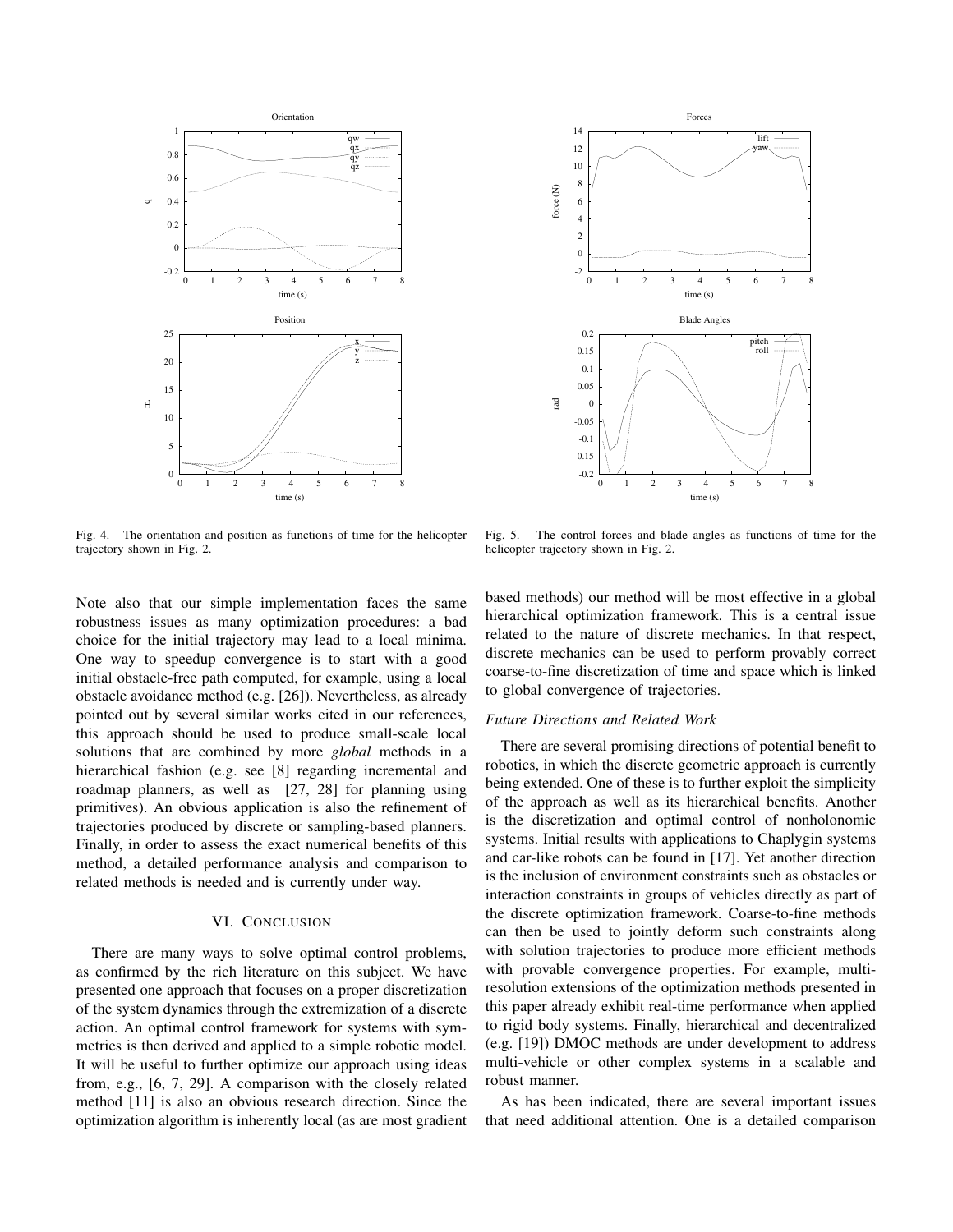Fig. 4. The orientation and position as functions of time for the helicopter trajectory shown in Fig. 2.

Fig. 5. The control forces and blade angles as functions of time for the helicopter trajectory shown in Fig. 2.

Note also that our simple implementation faces the same robustness issues as many optimization procedures: a bad choice for the initial trajectory may lead to a local minima. One way to speedup convergence is to start with a good initial obstacle-free path computed, for example, using a local obstacle avoidance method (e.g. [26]). Nevertheless, as already pointed out by several similar works cited in our references, this approach should be used to produce small-scale local solutions that are combined by more *global* methods in a hierarchical fashion (e.g. see [8] regarding incremental and roadmap planners, as well as [27, 28] for planning using primitives). An obvious application is also the refinement of trajectories produced by discrete or sampling-based planners. Finally, in order to assess the exact numerical benefits of this method, a detailed performance analysis and comparison to related methods is needed and is currently under way.

## VI. Conclusion

There are many ways to solve optimal control problems, as confirmed by the rich literature on this subject. We have presented one approach that focuses on a proper discretization of the system dynamics through the extremization of a discrete action. An optimal control framework for systems with symmetries is then derived and applied to a simple robotic model. It will be useful to further optimize our approach using ideas from, e.g., [6, 7, 29]. A comparison with the closely related method [11] is also an obvious research direction. Since the optimization algorithm is inherently local (as are most gradient based methods) our method will be most effective in a global hierarchical optimization framework. This is a central issue related to the nature of discrete mechanics. In that respect, discrete mechanics can be used to perform provably correct coarse-to-fine discretization of time and space which is linked to global convergence of trajectories.

### *Future Directions and Related Work*

There are several promising directions of potential benefit to robotics, in which the discrete geometric approach is currently being extended. One of these is to further exploit the simplicity of the approach as well as its hierarchical benefits. Another is the discretization and optimal control of nonholonomic systems. Initial results with applications to Chaplygin systems and car-like robots can be found in [17]. Yet another direction is the inclusion of environment constraints such as obstacles or interaction constraints in groups of vehicles directly as part of the discrete optimization framework. Coarse-to-fine methods can then be used to jointly deform such constraints along with solution trajectories to produce more efficient methods with provable convergence properties. For example, multi-resolution extensions of the optimization methods presented in this paper already exhibit real-time performance when applied to rigid body systems. Finally, hierarchical and decentralized (e.g. [19]) DMOC methods are under development to address multi-vehicle or other complex systems in a scalable and robust manner.

As has been indicated, there are several important issues that need additional attention. One is a detailed comparison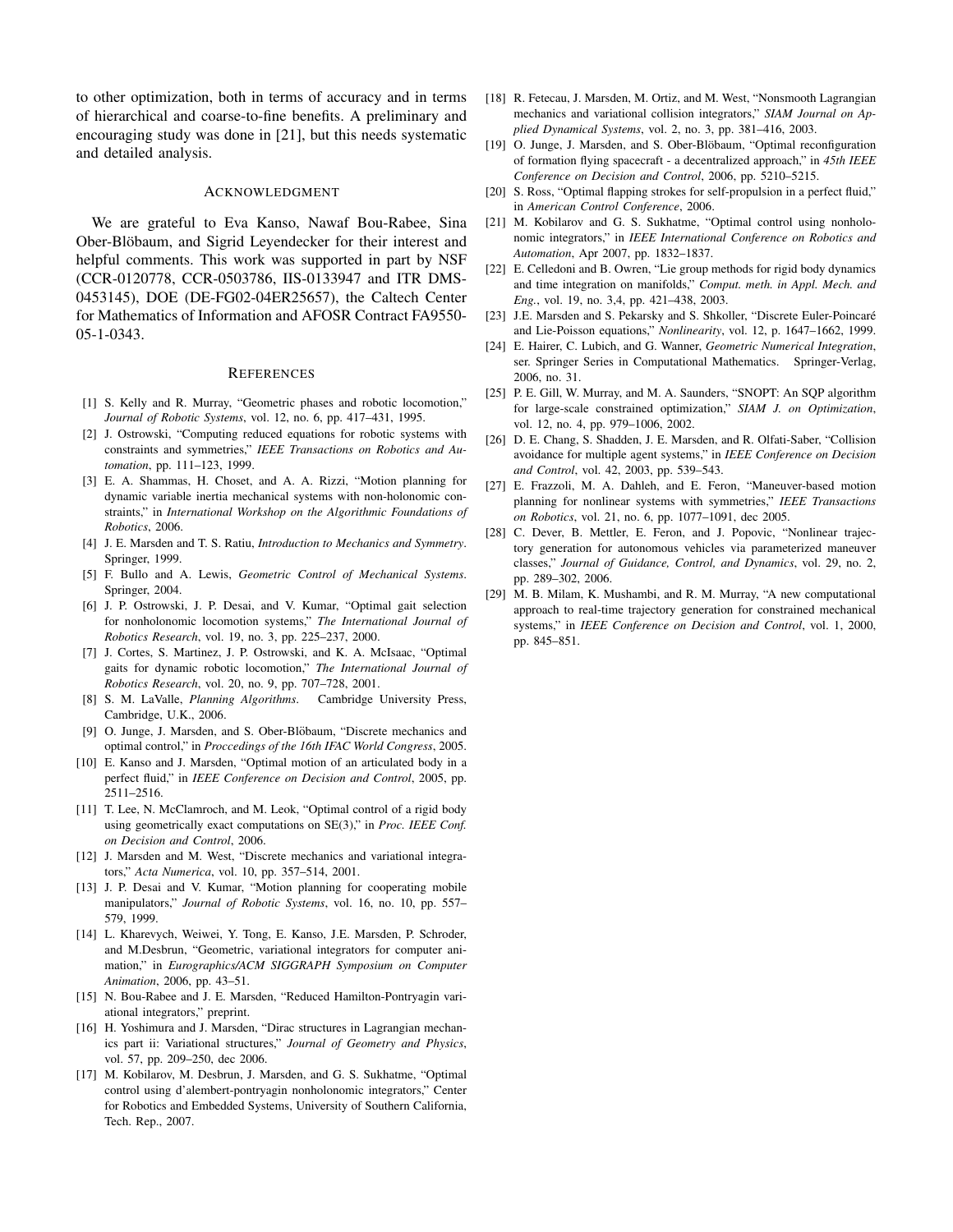to other optimization, both in terms of accuracy and in terms of hierarchical and coarse-to-fine benefits. A preliminary and encouraging study was done in [21], but this needs systematic and detailed analysis.

## Acknowledgment

We are grateful to Eva Kanso, Nawaf Bou-Rabee, Sina Ober-Blöbaum, and Sigrid Leyendecker for their interest and helpful comments. This work was supported in part by NSF (CCR-0120778, CCR-0503786, IIS-0133947 and ITR DMS-0453145), DOE (DE-FG02-04ER25657), the Caltech Center for Mathematics of Information and AFOSR Contract FA9550-05-1-0343.

## References

[1] S. Kelly and R. Murray, "Geometric phases and robotic locomotion," *Journal of Robotic Systems*, vol. 12, no. 6, pp. 417–431, 1995.

[2] J. Ostrowski, "Computing reduced equations for robotic systems with constraints and symmetries," *IEEE Transactions on Robotics and Automation*, pp. 111–123, 1999.

[3] E. A. Shammas, H. Choset, and A. A. Rizzi, "Motion planning for dynamic variable inertia mechanical systems with non-holonomic constraints," in *International Workshop on the Algorithmic Foundations of Robotics*, 2006.

[4] J. E. Marsden and T. S. Ratiu, *Introduction to Mechanics and Symmetry*. Springer, 1999.

[5] F. Bullo and A. Lewis, *Geometric Control of Mechanical Systems*. Springer, 2004.

[6] J. P. Ostrowski, J. P. Desai, and V. Kumar, "Optimal gait selection for nonholonomic locomotion systems," *The International Journal of Robotics Research*, vol. 19, no. 3, pp. 225–237, 2000.

[7] J. Cortes, S. Martinez, J. P. Ostrowski, and K. A. McIsaac, "Optimal gaits for dynamic robotic locomotion," *The International Journal of Robotics Research*, vol. 20, no. 9, pp. 707–728, 2001.

[8] S. M. LaValle, *Planning Algorithms*. Cambridge University Press, Cambridge, U.K., 2006.

[9] O. Junge, J. Marsden, and S. Ober-Blöbaum, "Discrete mechanics and optimal control," in *Proccedings of the 16th IFAC World Congress*, 2005.

[10] E. Kanso and J. Marsden, "Optimal motion of an articulated body in a perfect fluid," in *IEEE Conference on Decision and Control*, 2005, pp. 2511–2516.

[11] T. Lee, N. McClamroch, and M. Leok, "Optimal control of a rigid body using geometrically exact computations on SE(3)," in *Proc. IEEE Conf. on Decision and Control*, 2006.

[12] J. Marsden and M. West, "Discrete mechanics and variational integrators," *Acta Numerica*, vol. 10, pp. 357–514, 2001.

[13] J. P. Desai and V. Kumar, "Motion planning for cooperating mobile manipulators," *Journal of Robotic Systems*, vol. 16, no. 10, pp. 557–579, 1999.

[14] L. Kharevych, Weiwei, Y. Tong, E. Kanso, J.E. Marsden, P. Schroder, and M.Desbrun, "Geometric, variational integrators for computer animation," in *Eurographics/ACM SIGGRAPH Symposium on Computer Animation*, 2006, pp. 43–51.

[15] N. Bou-Rabee and J. E. Marsden, "Reduced Hamilton-Pontryagin variational integrators," preprint.

[16] H. Yoshimura and J. Marsden, "Dirac structures in Lagrangian mechanics part ii: Variational structures," *Journal of Geometry and Physics*, vol. 57, pp. 209–250, dec 2006.

[17] M. Kobilarov, M. Desbrun, J. Marsden, and G. S. Sukhatme, "Optimal control using d'alembert-pontryagin nonholonomic integrators," Center for Robotics and Embedded Systems, University of Southern California, Tech. Rep., 2007.

[18] R. Fetecau, J. Marsden, M. Ortiz, and M. West, "Nonsmooth Lagrangian mechanics and variational collision integrators," *SIAM Journal on Applied Dynamical Systems*, vol. 2, no. 3, pp. 381–416, 2003.

[19] O. Junge, J. Marsden, and S. Ober-Blöbaum, "Optimal reconfiguration of formation flying spacecraft - a decentralized approach," in *45th IEEE Conference on Decision and Control*, 2006, pp. 5210–5215.

[20] S. Ross, "Optimal flapping strokes for self-propulsion in a perfect fluid," in *American Control Conference*, 2006.

[21] M. Kobilarov and G. S. Sukhatme, "Optimal control using nonholonomic integrators," in *IEEE International Conference on Robotics and Automation*, Apr 2007, pp. 1832–1837.

[22] E. Celledoni and B. Owren, "Lie group methods for rigid body dynamics and time integration on manifolds," *Comput. meth. in Appl. Mech. and Eng.*, vol. 19, no. 3,4, pp. 421–438, 2003.

[23] J.E. Marsden and S. Pekarsky and S. Shkoller, "Discrete Euler-Poincaré and Lie-Poisson equations," *Nonlinearity*, vol. 12, p. 1647–1662, 1999.

[24] E. Hairer, C. Lubich, and G. Wanner, *Geometric Numerical Integration*, ser. Springer Series in Computational Mathematics. Springer-Verlag, 2006, no. 31.

[25] P. E. Gill, W. Murray, and M. A. Saunders, "SNOPT: An SQP algorithm for large-scale constrained optimization," *SIAM J. on Optimization*, vol. 12, no. 4, pp. 979–1006, 2002.

[26] D. E. Chang, S. Shadden, J. E. Marsden, and R. Olfati-Saber, "Collision avoidance for multiple agent systems," in *IEEE Conference on Decision and Control*, vol. 42, 2003, pp. 539–543.

[27] E. Frazzoli, M. A. Dahleh, and E. Feron, "Maneuver-based motion planning for nonlinear systems with symmetries," *IEEE Transactions on Robotics*, vol. 21, no. 6, pp. 1077–1091, dec 2005.

[28] C. Dever, B. Mettler, E. Feron, and J. Popovic, "Nonlinear trajectory generation for autonomous vehicles via parameterized maneuver classes," *Journal of Guidance, Control, and Dynamics*, vol. 29, no. 2, pp. 289–302, 2006.

[29] M. B. Milam, K. Mushambi, and R. M. Murray, "A new computational approach to real-time trajectory generation for constrained mechanical systems," in *IEEE Conference on Decision and Control*, vol. 1, 2000, pp. 845–851.